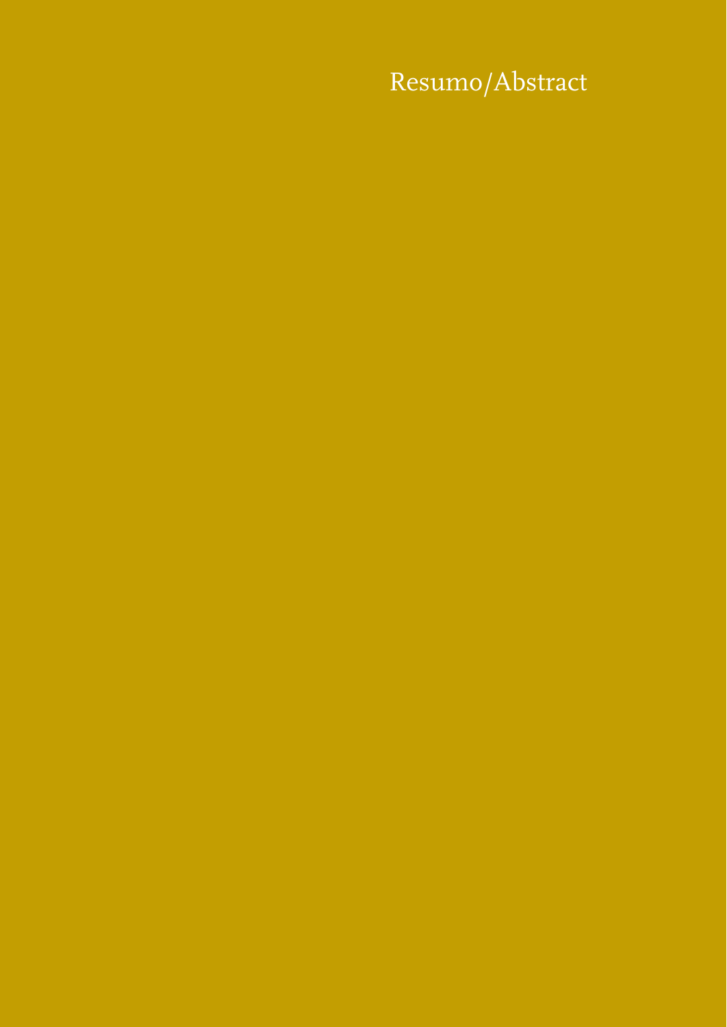# Resumo/Abstract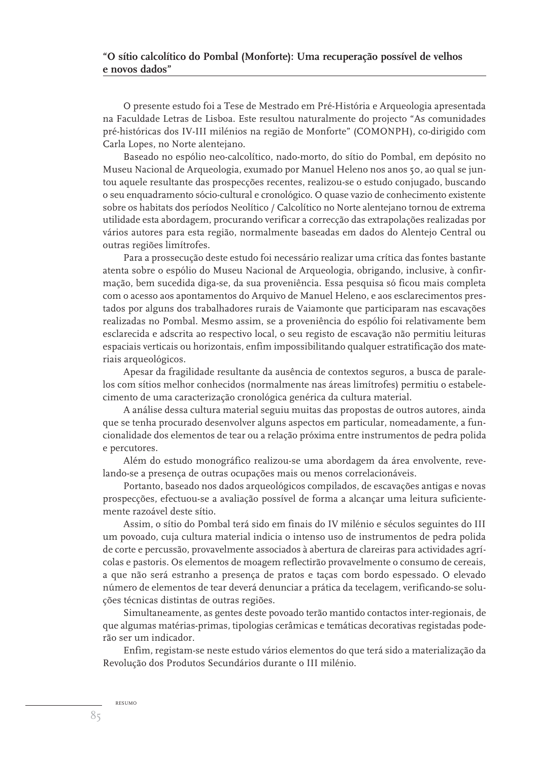**"O sítio calcolítico do Pombal (Monforte): Uma recuperação possível de velhos e novos dados"**

O presente estudo foi a Tese de Mestrado em Pré-História e Arqueologia apresentada na Faculdade Letras de Lisboa. Este resultou naturalmente do projecto "As comunidades pré-históricas dos IV-III milénios na região de Monforte" (COMONPH), co-dirigido com Carla Lopes, no Norte alentejano.

Baseado no espólio neo-calcolítico, nado-morto, do sítio do Pombal, em depósito no Museu Nacional de Arqueologia, exumado por Manuel Heleno nos anos 50, ao qual se juntou aquele resultante das prospecções recentes, realizou-se o estudo conjugado, buscando o seu enquadramento sócio-cultural e cronológico. O quase vazio de conhecimento existente sobre os habitats dos períodos Neolítico / Calcolítico no Norte alentejano tornou de extrema utilidade esta abordagem, procurando verificar a correcção das extrapolações realizadas por vários autores para esta região, normalmente baseadas em dados do Alentejo Central ou outras regiões limítrofes.

Para a prossecução deste estudo foi necessário realizar uma crítica das fontes bastante atenta sobre o espólio do Museu Nacional de Arqueologia, obrigando, inclusive, à confirmação, bem sucedida diga-se, da sua proveniência. Essa pesquisa só ficou mais completa com o acesso aos apontamentos do Arquivo de Manuel Heleno, e aos esclarecimentos prestados por alguns dos trabalhadores rurais de Vaiamonte que participaram nas escavações realizadas no Pombal. Mesmo assim, se a proveniência do espólio foi relativamente bem esclarecida e adscrita ao respectivo local, o seu registo de escavação não permitiu leituras espaciais verticais ou horizontais, enfim impossibilitando qualquer estratificação dos materiais arqueológicos.

Apesar da fragilidade resultante da ausência de contextos seguros, a busca de paralelos com sítios melhor conhecidos (normalmente nas áreas limítrofes) permitiu o estabelecimento de uma caracterização cronológica genérica da cultura material.

A análise dessa cultura material seguiu muitas das propostas de outros autores, ainda que se tenha procurado desenvolver alguns aspectos em particular, nomeadamente, a funcionalidade dos elementos de tear ou a relação próxima entre instrumentos de pedra polida e percutores.

Além do estudo monográfico realizou-se uma abordagem da área envolvente, revelando-se a presença de outras ocupações mais ou menos correlacionáveis.

Portanto, baseado nos dados arqueológicos compilados, de escavações antigas e novas prospecções, efectuou-se a avaliação possível de forma a alcançar uma leitura suficientemente razoável deste sítio.

Assim, o sítio do Pombal terá sido em finais do IV milénio e séculos seguintes do III um povoado, cuja cultura material indicia o intenso uso de instrumentos de pedra polida de corte e percussão, provavelmente associados à abertura de clareiras para actividades agrícolas e pastoris. Os elementos de moagem reflectirão provavelmente o consumo de cereais, a que não será estranho a presença de pratos e taças com bordo espessado. O elevado número de elementos de tear deverá denunciar a prática da tecelagem, verificando-se soluções técnicas distintas de outras regiões.

Simultaneamente, as gentes deste povoado terão mantido contactos inter-regionais, de que algumas matérias-primas, tipologias cerâmicas e temáticas decorativas registadas poderão ser um indicador.

Enfim, registam-se neste estudo vários elementos do que terá sido a materialização da Revolução dos Produtos Secundários durante o III milénio.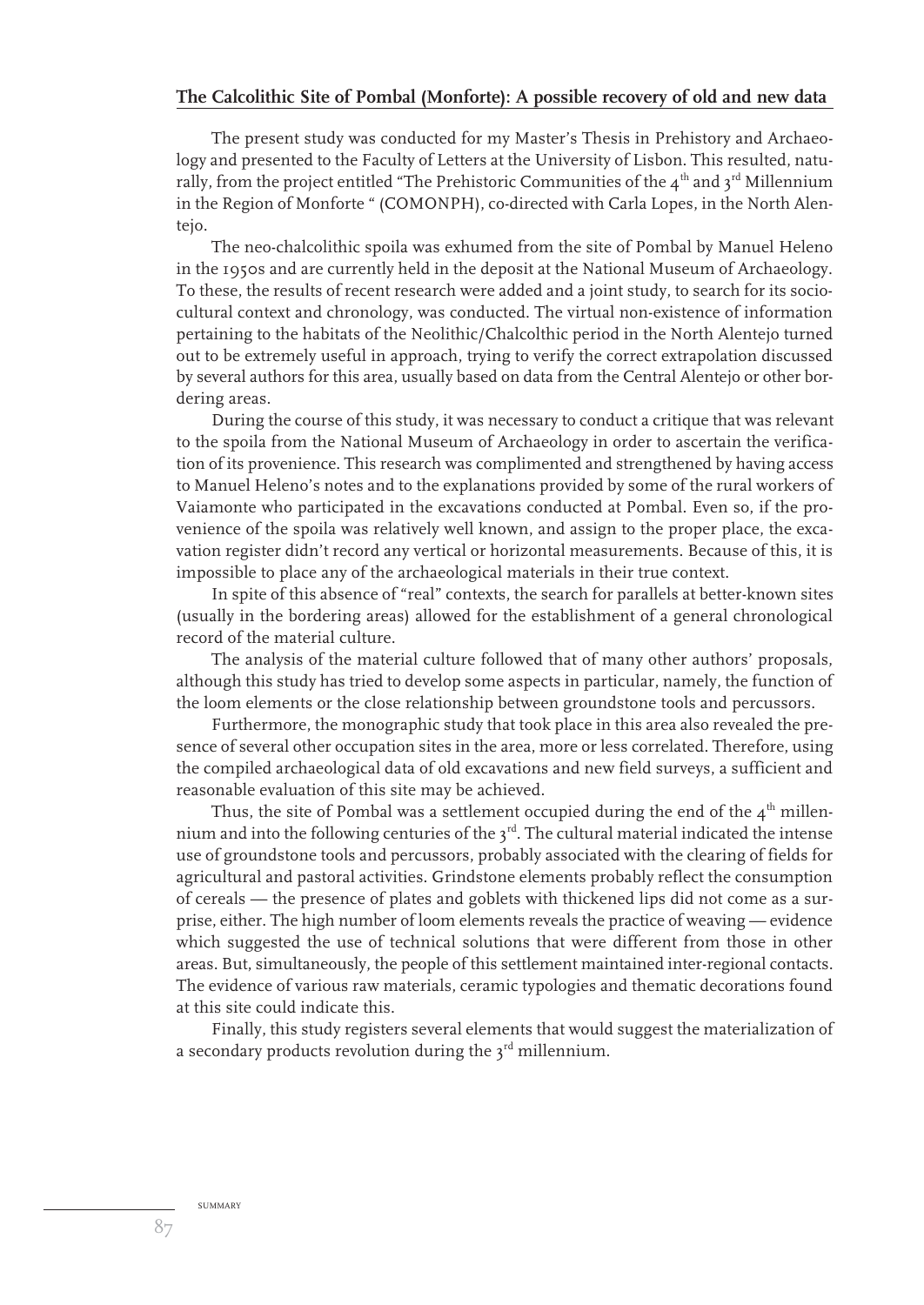## The Calcolithic Site of Pombal (Monforte): A possible recovery of old and new data

The present study was conducted for my Master's Thesis in Prehistory and Archaeology and presented to the Faculty of Letters at the University of Lisbon. This resulted, naturally, from the project entitled "The Prehistoric Communities of the 4th and 3rd Millennium in the Region of Monforte " (COMONPH), co-directed with Carla Lopes, in the North Alentejo.

The neo-chalcolithic spoila was exhumed from the site of Pombal by Manuel Heleno in the 1950s and are currently held in the deposit at the National Museum of Archaeology. To these, the results of recent research were added and a joint study, to search for its sociocultural context and chronology, was conducted. The virtual non-existence of information pertaining to the habitats of the Neolithic/Chalcolthic period in the North Alentejo turned out to be extremely useful in approach, trying to verify the correct extrapolation discussed by several authors for this area, usually based on data from the Central Alentejo or other bordering areas.

During the course of this study, it was necessary to conduct a critique that was relevant to the spoila from the National Museum of Archaeology in order to ascertain the verification of its provenience. This research was complimented and strengthened by having access to Manuel Heleno's notes and to the explanations provided by some of the rural workers of Vaiamonte who participated in the excavations conducted at Pombal. Even so, if the provenience of the spoila was relatively well known, and assign to the proper place, the excavation register didn't record any vertical or horizontal measurements. Because of this, it is impossible to place any of the archaeological materials in their true context.

In spite of this absence of "real" contexts, the search for parallels at better-known sites (usually in the bordering areas) allowed for the establishment of a general chronological record of the material culture.

The analysis of the material culture followed that of many other authors' proposals, although this study has tried to develop some aspects in particular, namely, the function of the loom elements or the close relationship between groundstone tools and percussors.

Furthermore, the monographic study that took place in this area also revealed the presence of several other occupation sites in the area, more or less correlated. Therefore, using the compiled archaeological data of old excavations and new field surveys, a sufficient and reasonable evaluation of this site may be achieved.

Thus, the site of Pombal was a settlement occupied during the end of the 4th millennium and into the following centuries of the 3rd. The cultural material indicated the intense use of groundstone tools and percussors, probably associated with the clearing of fields for agricultural and pastoral activities. Grindstone elements probably reflect the consumption of cereals — the presence of plates and goblets with thickened lips did not come as a surprise, either. The high number of loom elements reveals the practice of weaving — evidence which suggested the use of technical solutions that were different from those in other areas. But, simultaneously, the people of this settlement maintained inter-regional contacts. The evidence of various raw materials, ceramic typologies and thematic decorations found at this site could indicate this.

Finally, this study registers several elements that would suggest the materialization of a secondary products revolution during the 3rd millennium.